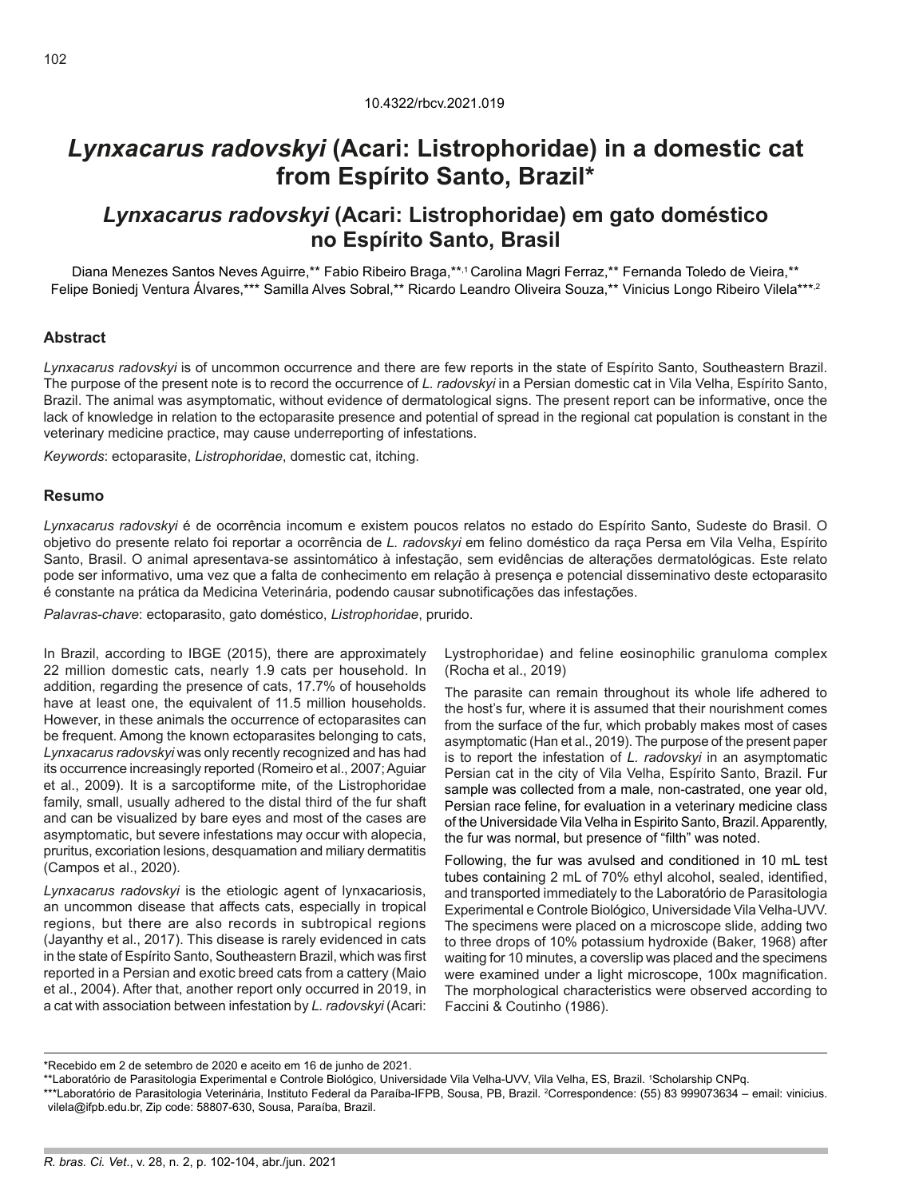10.4322/rbcv.2021.019

# *Lynxacarus radovskyi* (Acari: Listrophoridae) in a domestic cat from Espírito Santo, Brazil*

## *Lynxacarus radovskyi* (Acari: Listrophoridae) em gato doméstico no Espírito Santo, Brasil

Diana Menezes Santos Neves Aguirre,** Fabio Ribeiro Braga,**[,1] Carolina Magri Ferraz,** Fernanda Toledo de Vieira,** Felipe Boniedj Ventura Álvares,*** Samilla Alves Sobral,** Ricardo Leandro Oliveira Souza,** Vinicius Longo Ribeiro Vilela***[,2]

### Abstract

*Lynxacarus radovskyi* is of uncommon occurrence and there are few reports in the state of Espírito Santo, Southeastern Brazil. The purpose of the present note is to record the occurrence of *L. radovskyi* in a Persian domestic cat in Vila Velha, Espírito Santo, Brazil. The animal was asymptomatic, without evidence of dermatological signs. The present report can be informative, once the lack of knowledge in relation to the ectoparasite presence and potential of spread in the regional cat population is constant in the veterinary medicine practice, may cause underreporting of infestations.

*Keywords*: ectoparasite, *Listrophoridae*, domestic cat, itching.

### Resumo

*Lynxacarus radovskyi* é de ocorrência incomum e existem poucos relatos no estado do Espírito Santo, Sudeste do Brasil. O objetivo do presente relato foi reportar a ocorrência de *L. radovskyi* em felino doméstico da raça Persa em Vila Velha, Espírito Santo, Brasil. O animal apresentava-se assintomático à infestação, sem evidências de alterações dermatológicas. Este relato pode ser informativo, uma vez que a falta de conhecimento em relação à presença e potencial disseminativo deste ectoparasito é constante na prática da Medicina Veterinária, podendo causar subnotificações das infestações.

*Palavras-chave*: ectoparasito, gato doméstico, *Listrophoridae*, prurido.

In Brazil, according to IBGE (2015), there are approximately 22 million domestic cats, nearly 1.9 cats per household. In addition, regarding the presence of cats, 17.7% of households have at least one, the equivalent of 11.5 million households. However, in these animals the occurrence of ectoparasites can be frequent. Among the known ectoparasites belonging to cats, *Lynxacarus radovskyi* was only recently recognized and has had its occurrence increasingly reported (Romeiro et al., 2007; Aguiar et al., 2009). It is a sarcoptiforme mite, of the Listrophoridae family, small, usually adhered to the distal third of the fur shaft and can be visualized by bare eyes and most of the cases are asymptomatic, but severe infestations may occur with alopecia, pruritus, excoriation lesions, desquamation and miliary dermatitis (Campos et al., 2020).

*Lynxacarus radovskyi* is the etiologic agent of lynxacariosis, an uncommon disease that affects cats, especially in tropical regions, but there are also records in subtropical regions (Jayanthy et al., 2017). This disease is rarely evidenced in cats in the state of Espírito Santo, Southeastern Brazil, which was first reported in a Persian and exotic breed cats from a cattery (Maio et al., 2004). After that, another report only occurred in 2019, in a cat with association between infestation by *L. radovskyi* (Acari: Lystrophoridae) and feline eosinophilic granuloma complex (Rocha et al., 2019)

The parasite can remain throughout its whole life adhered to the host's fur, where it is assumed that their nourishment comes from the surface of the fur, which probably makes most of cases asymptomatic (Han et al., 2019). The purpose of the present paper is to report the infestation of *L. radovskyi* in an asymptomatic Persian cat in the city of Vila Velha, Espírito Santo, Brazil. Fur sample was collected from a male, non-castrated, one year old, Persian race feline, for evaluation in a veterinary medicine class of the Universidade Vila Velha in Espirito Santo, Brazil. Apparently, the fur was normal, but presence of "filth" was noted.

Following, the fur was avulsed and conditioned in 10 mL test tubes containing 2 mL of 70% ethyl alcohol, sealed, identified, and transported immediately to the Laboratório de Parasitologia Experimental e Controle Biológico, Universidade Vila Velha-UVV. The specimens were placed on a microscope slide, adding two to three drops of 10% potassium hydroxide (Baker, 1968) after waiting for 10 minutes, a coverslip was placed and the specimens were examined under a light microscope, 100x magnification. The morphological characteristics were observed according to Faccini & Coutinho (1986).

---

*Recebido em 2 de setembro de 2020 e aceito em 16 de junho de 2021.

**Laboratório de Parasitologia Experimental e Controle Biológico, Universidade Vila Velha-UVV, Vila Velha, ES, Brazil. [1]Scholarship CNPq.

***Laboratório de Parasitologia Veterinária, Instituto Federal da Paraíba-IFPB, Sousa, PB, Brazil. [2]Correspondence: (55) 83 999073634 – email: vinicius.vilela@ifpb.edu.br, Zip code: 58807-630, Sousa, Paraíba, Brazil.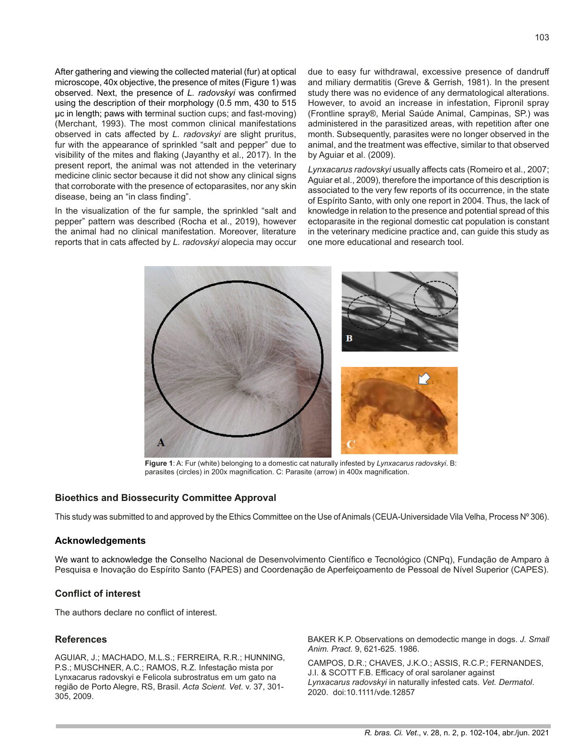After gathering and viewing the collected material (fur) at optical microscope, 40x objective, the presence of mites (Figure 1) was observed. Next, the presence of *L. radovskyi* was confirmed using the description of their morphology (0.5 mm, 430 to 515 μc in length; paws with terminal suction cups; and fast-moving) (Merchant, 1993). The most common clinical manifestations observed in cats affected by *L. radovskyi* are slight pruritus, fur with the appearance of sprinkled "salt and pepper" due to visibility of the mites and flaking (Jayanthy et al., 2017). In the present report, the animal was not attended in the veterinary medicine clinic sector because it did not show any clinical signs that corroborate with the presence of ectoparasites, nor any skin disease, being an "in class finding".

In the visualization of the fur sample, the sprinkled "salt and pepper" pattern was described (Rocha et al., 2019), however the animal had no clinical manifestation. Moreover, literature reports that in cats affected by *L. radovskyi* alopecia may occur due to easy fur withdrawal, excessive presence of dandruff and miliary dermatitis (Greve & Gerrish, 1981). In the present study there was no evidence of any dermatological alterations. However, to avoid an increase in infestation, Fipronil spray (Frontline spray®, Merial Saúde Animal, Campinas, SP.) was administered in the parasitized areas, with repetition after one month. Subsequently, parasites were no longer observed in the animal, and the treatment was effective, similar to that observed by Aguiar et al. (2009).

*Lynxacarus radovskyi* usually affects cats (Romeiro et al., 2007; Aguiar et al., 2009), therefore the importance of this description is associated to the very few reports of its occurrence, in the state of Espírito Santo, with only one report in 2004. Thus, the lack of knowledge in relation to the presence and potential spread of this ectoparasite in the regional domestic cat population is constant in the veterinary medicine practice and, can guide this study as one more educational and research tool.

**Figure 1**: A: Fur (white) belonging to a domestic cat naturally infested by *Lynxacarus radovskyi*. B: parasites (circles) in 200x magnification. C: Parasite (arrow) in 400x magnification.

## Bioethics and Biossecurity Committee Approval

This study was submitted to and approved by the Ethics Committee on the Use of Animals (CEUA-Universidade Vila Velha, Process Nº 306).

## Acknowledgements

We want to acknowledge the Conselho Nacional de Desenvolvimento Científico e Tecnológico (CNPq), Fundação de Amparo à Pesquisa e Inovação do Espírito Santo (FAPES) and Coordenação de Aperfeiçoamento de Pessoal de Nível Superior (CAPES).

## Conflict of interest

The authors declare no conflict of interest.

## References

AGUIAR, J.; MACHADO, M.L.S.; FERREIRA, R.R.; HUNNING, P.S.; MUSCHNER, A.C.; RAMOS, R.Z. Infestação mista por Lynxacarus radovskyi e Felicola subrostratus em um gato na região de Porto Alegre, RS, Brasil. *Acta Scient. Vet.* v. 37, 301-305, 2009.

BAKER K.P. Observations on demodectic mange in dogs. *J. Small Anim. Pract.* 9, 621-625. 1986.

CAMPOS, D.R.; CHAVES, J.K.O.; ASSIS, R.C.P.; FERNANDES, J.I. & SCOTT F.B. Efficacy of oral sarolaner against *Lynxacarus radovskyi* in naturally infested cats. *Vet. Dermatol*. 2020. doi:10.1111/vde.12857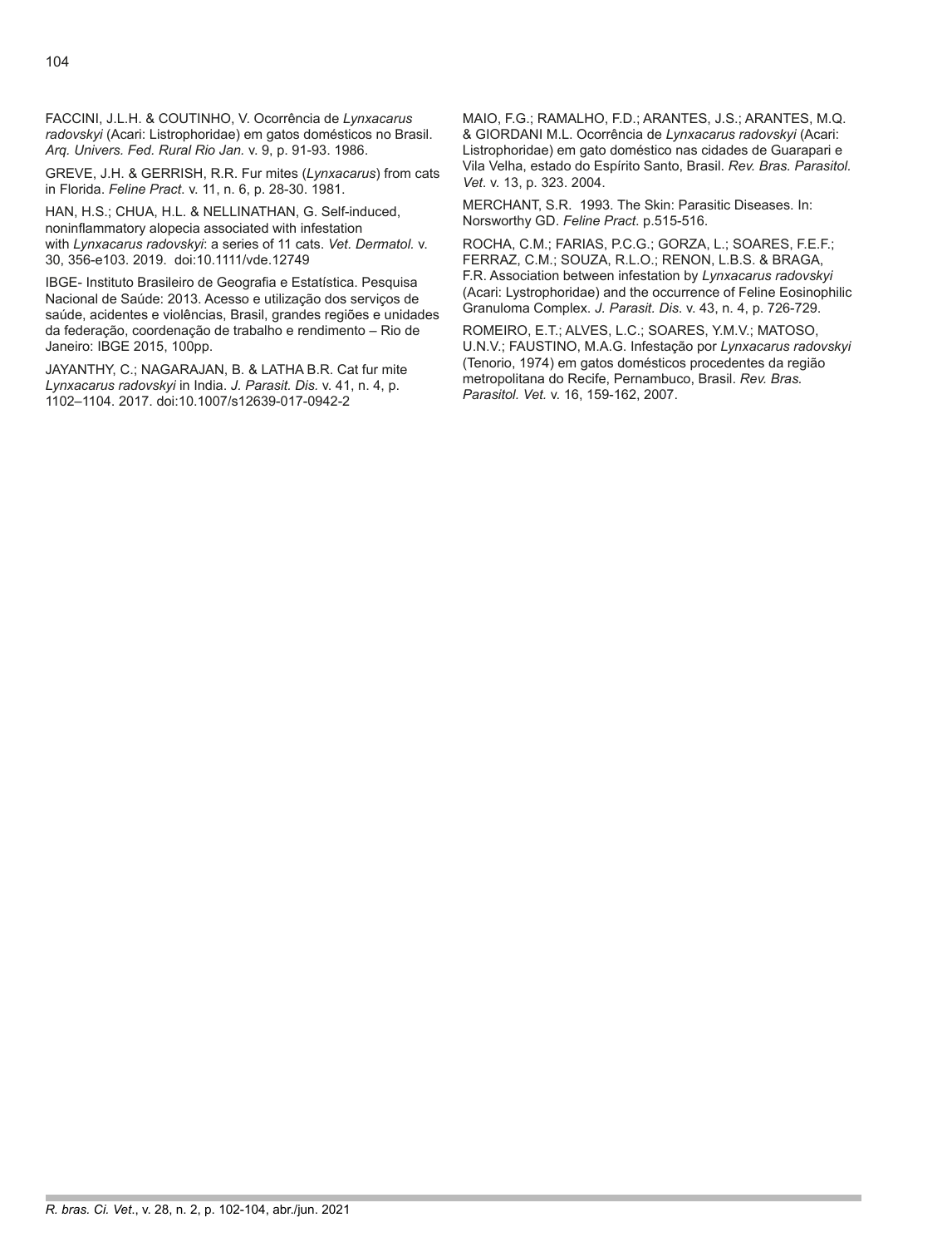FACCINI, J.L.H. & COUTINHO, V. Ocorrência de *Lynxacarus radovskyi* (Acari: Listrophoridae) em gatos domésticos no Brasil. *Arq. Univers. Fed. Rural Rio Jan.* v. 9, p. 91-93. 1986.

GREVE, J.H. & GERRISH, R.R. Fur mites (*Lynxacarus*) from cats in Florida. *Feline Pract*. v. 11, n. 6, p. 28-30. 1981.

HAN, H.S.; CHUA, H.L. & NELLINATHAN, G. Self-induced, noninflammatory alopecia associated with infestation with *Lynxacarus radovskyi*: a series of 11 cats. *Vet. Dermatol.* v. 30, 356-e103. 2019. doi:10.1111/vde.12749

IBGE- Instituto Brasileiro de Geografia e Estatística. Pesquisa Nacional de Saúde: 2013. Acesso e utilização dos serviços de saúde, acidentes e violências, Brasil, grandes regiões e unidades da federação, coordenação de trabalho e rendimento – Rio de Janeiro: IBGE 2015, 100pp.

JAYANTHY, C.; NAGARAJAN, B. & LATHA B.R. Cat fur mite *Lynxacarus radovskyi* in India. *J. Parasit. Dis.* v. 41, n. 4, p. 1102–1104. 2017. doi:10.1007/s12639-017-0942-2

MAIO, F.G.; RAMALHO, F.D.; ARANTES, J.S.; ARANTES, M.Q. & GIORDANI M.L. Ocorrência de *Lynxacarus radovskyi* (Acari: Listrophoridae) em gato doméstico nas cidades de Guarapari e Vila Velha, estado do Espírito Santo, Brasil. *Rev. Bras. Parasitol. Vet*. v. 13, p. 323. 2004.

MERCHANT, S.R. 1993. The Skin: Parasitic Diseases. In: Norsworthy GD. *Feline Pract*. p.515-516.

ROCHA, C.M.; FARIAS, P.C.G.; GORZA, L.; SOARES, F.E.F.; FERRAZ, C.M.; SOUZA, R.L.O.; RENON, L.B.S. & BRAGA, F.R. Association between infestation by *Lynxacarus radovskyi* (Acari: Lystrophoridae) and the occurrence of Feline Eosinophilic Granuloma Complex. *J. Parasit. Dis*. v. 43, n. 4, p. 726-729.

ROMEIRO, E.T.; ALVES, L.C.; SOARES, Y.M.V.; MATOSO, U.N.V.; FAUSTINO, M.A.G. Infestação por *Lynxacarus radovskyi* (Tenorio, 1974) em gatos domésticos procedentes da região metropolitana do Recife, Pernambuco, Brasil. *Rev. Bras. Parasitol. Vet.* v. 16, 159-162, 2007.